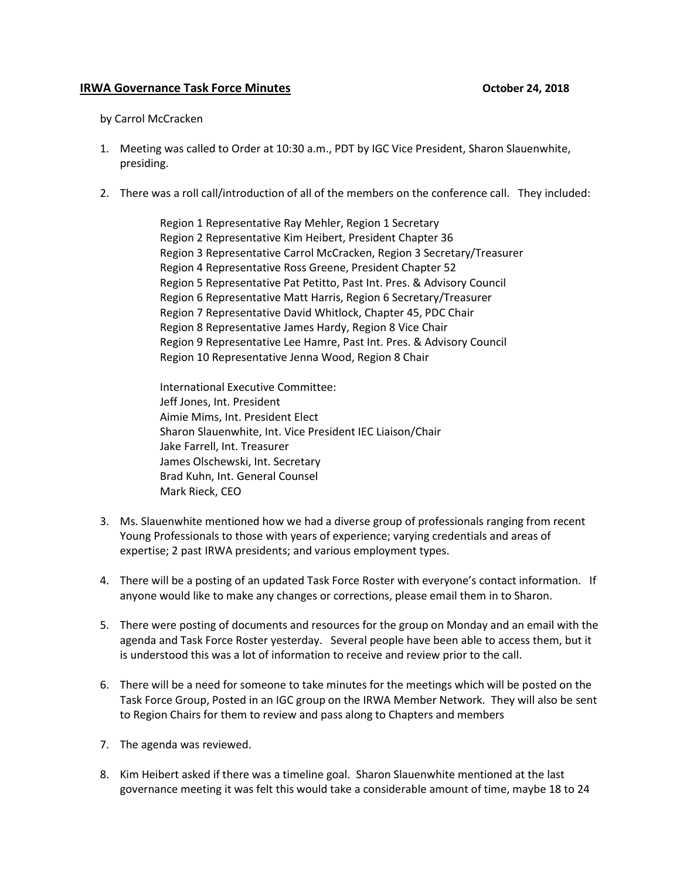**IRWA Governance Task Force Minutes** **October 24, 2018**

by Carrol McCracken

1. Meeting was called to Order at 10:30 a.m., PDT by IGC Vice President, Sharon Slauenwhite, presiding.

2. There was a roll call/introduction of all of the members on the conference call. They included:

   Region 1 Representative Ray Mehler, Region 1 Secretary
   Region 2 Representative Kim Heibert, President Chapter 36
   Region 3 Representative Carrol McCracken, Region 3 Secretary/Treasurer
   Region 4 Representative Ross Greene, President Chapter 52
   Region 5 Representative Pat Petitto, Past Int. Pres. & Advisory Council
   Region 6 Representative Matt Harris, Region 6 Secretary/Treasurer
   Region 7 Representative David Whitlock, Chapter 45, PDC Chair
   Region 8 Representative James Hardy, Region 8 Vice Chair
   Region 9 Representative Lee Hamre, Past Int. Pres. & Advisory Council
   Region 10 Representative Jenna Wood, Region 8 Chair

   International Executive Committee:
   Jeff Jones, Int. President
   Aimie Mims, Int. President Elect
   Sharon Slauenwhite, Int. Vice President IEC Liaison/Chair
   Jake Farrell, Int. Treasurer
   James Olschewski, Int. Secretary
   Brad Kuhn, Int. General Counsel
   Mark Rieck, CEO

3. Ms. Slauenwhite mentioned how we had a diverse group of professionals ranging from recent Young Professionals to those with years of experience; varying credentials and areas of expertise; 2 past IRWA presidents; and various employment types.

4. There will be a posting of an updated Task Force Roster with everyone's contact information. If anyone would like to make any changes or corrections, please email them in to Sharon.

5. There were posting of documents and resources for the group on Monday and an email with the agenda and Task Force Roster yesterday. Several people have been able to access them, but it is understood this was a lot of information to receive and review prior to the call.

6. There will be a need for someone to take minutes for the meetings which will be posted on the Task Force Group, Posted in an IGC group on the IRWA Member Network. They will also be sent to Region Chairs for them to review and pass along to Chapters and members

7. The agenda was reviewed.

8. Kim Heibert asked if there was a timeline goal. Sharon Slauenwhite mentioned at the last governance meeting it was felt this would take a considerable amount of time, maybe 18 to 24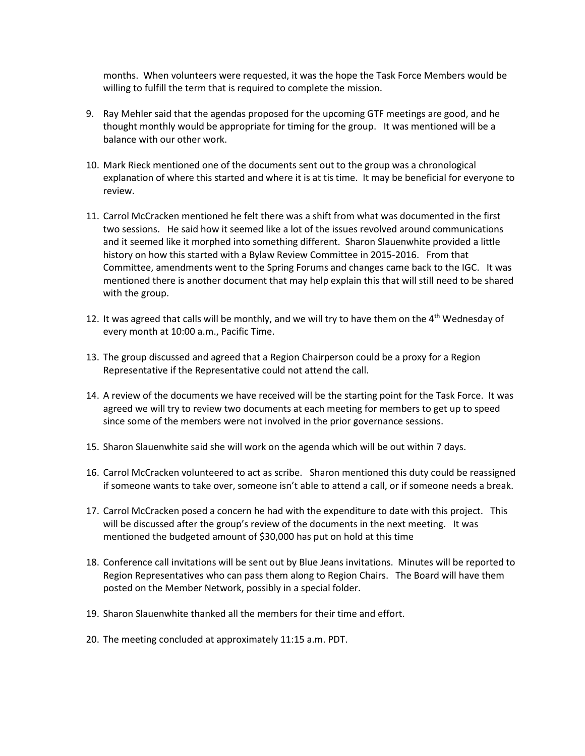months. When volunteers were requested, it was the hope the Task Force Members would be willing to fulfill the term that is required to complete the mission.

9. Ray Mehler said that the agendas proposed for the upcoming GTF meetings are good, and he thought monthly would be appropriate for timing for the group. It was mentioned will be a balance with our other work.

10. Mark Rieck mentioned one of the documents sent out to the group was a chronological explanation of where this started and where it is at tis time. It may be beneficial for everyone to review.

11. Carrol McCracken mentioned he felt there was a shift from what was documented in the first two sessions. He said how it seemed like a lot of the issues revolved around communications and it seemed like it morphed into something different. Sharon Slauenwhite provided a little history on how this started with a Bylaw Review Committee in 2015-2016. From that Committee, amendments went to the Spring Forums and changes came back to the IGC. It was mentioned there is another document that may help explain this that will still need to be shared with the group.

12. It was agreed that calls will be monthly, and we will try to have them on the 4th Wednesday of every month at 10:00 a.m., Pacific Time.

13. The group discussed and agreed that a Region Chairperson could be a proxy for a Region Representative if the Representative could not attend the call.

14. A review of the documents we have received will be the starting point for the Task Force. It was agreed we will try to review two documents at each meeting for members to get up to speed since some of the members were not involved in the prior governance sessions.

15. Sharon Slauenwhite said she will work on the agenda which will be out within 7 days.

16. Carrol McCracken volunteered to act as scribe. Sharon mentioned this duty could be reassigned if someone wants to take over, someone isn't able to attend a call, or if someone needs a break.

17. Carrol McCracken posed a concern he had with the expenditure to date with this project. This will be discussed after the group's review of the documents in the next meeting. It was mentioned the budgeted amount of $30,000 has put on hold at this time

18. Conference call invitations will be sent out by Blue Jeans invitations. Minutes will be reported to Region Representatives who can pass them along to Region Chairs. The Board will have them posted on the Member Network, possibly in a special folder.

19. Sharon Slauenwhite thanked all the members for their time and effort.

20. The meeting concluded at approximately 11:15 a.m. PDT.